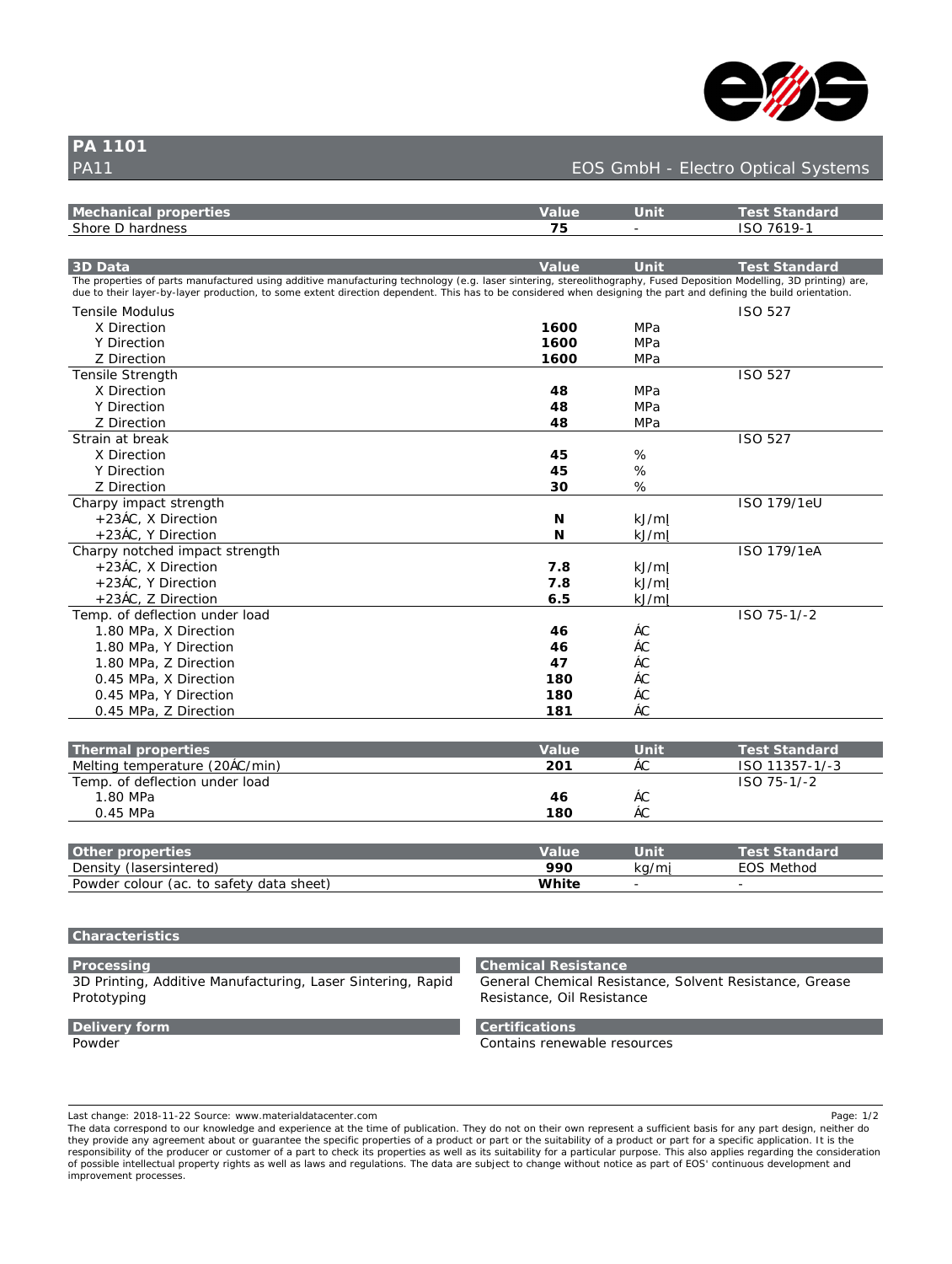# PA 1101

PA11

EOS GmbH - Electro Optical Systems

| Mechanical properties | Value | Unit | Test Standard |
|---|---|---|---|
| Shore D hardness | 75 | - | ISO 7619-1 |

| 3D Data | Value | Unit | Test Standard |
|---|---|---|---|

The properties of parts manufactured using additive manufacturing technology (e.g. laser sintering, stereolithography, Fused Deposition Modelling, 3D printing) are, due to their layer-by-layer production, to some extent direction dependent. This has to be considered when designing the part and defining the build orientation.

| 3D Data | Value | Unit | Test Standard |
|---|---|---|---|
| Tensile Modulus | | | ISO 527 |
| X Direction | 1600 | MPa | |
| Y Direction | 1600 | MPa | |
| Z Direction | 1600 | MPa | |
| Tensile Strength | | | ISO 527 |
| X Direction | 48 | MPa | |
| Y Direction | 48 | MPa | |
| Z Direction | 48 | MPa | |
| Strain at break | | | ISO 527 |
| X Direction | 45 | % | |
| Y Direction | 45 | % | |
| Z Direction | 30 | % | |
| Charpy impact strength | | | ISO 179/1eU |
| +23ÁC, X Direction | N | kJ/mļ | |
| +23ÁC, Y Direction | N | kJ/mļ | |
| Charpy notched impact strength | | | ISO 179/1eA |
| +23ÁC, X Direction | 7.8 | kJ/mļ | |
| +23ÁC, Y Direction | 7.8 | kJ/mļ | |
| +23ÁC, Z Direction | 6.5 | kJ/mļ | |
| Temp. of deflection under load | | | ISO 75-1/-2 |
| 1.80 MPa, X Direction | 46 | ÁC | |
| 1.80 MPa, Y Direction | 46 | ÁC | |
| 1.80 MPa, Z Direction | 47 | ÁC | |
| 0.45 MPa, X Direction | 180 | ÁC | |
| 0.45 MPa, Y Direction | 180 | ÁC | |
| 0.45 MPa, Z Direction | 181 | ÁC | |

| Thermal properties | Value | Unit | Test Standard |
|---|---|---|---|
| Melting temperature (20ÁC/min) | 201 | ÁC | ISO 11357-1/-3 |
| Temp. of deflection under load | | | ISO 75-1/-2 |
| 1.80 MPa | 46 | ÁC | |
| 0.45 MPa | 180 | ÁC | |

| Other properties | Value | Unit | Test Standard |
|---|---|---|---|
| Density (lasersintered) | 990 | kg/mį | EOS Method |
| Powder colour (ac. to safety data sheet) | White | - | - |

## Characteristics

### Processing

3D Printing, Additive Manufacturing, Laser Sintering, Rapid Prototyping

### Delivery form

Powder

### Chemical Resistance

General Chemical Resistance, Solvent Resistance, Grease Resistance, Oil Resistance

### Certifications

Contains renewable resources

Last change: 2018-11-22 Source: www.materialdatacenter.com

The data correspond to our knowledge and experience at the time of publication. They do not on their own represent a sufficient basis for any part design, neither do they provide any agreement about or guarantee the specific properties of a product or part or the suitability of a product or part for a specific application. It is the responsibility of the producer or customer of a part to check its properties as well as its suitability for a particular purpose. This also applies regarding the consideration of possible intellectual property rights as well as laws and regulations. The data are subject to change without notice as part of EOS' continuous development and improvement processes.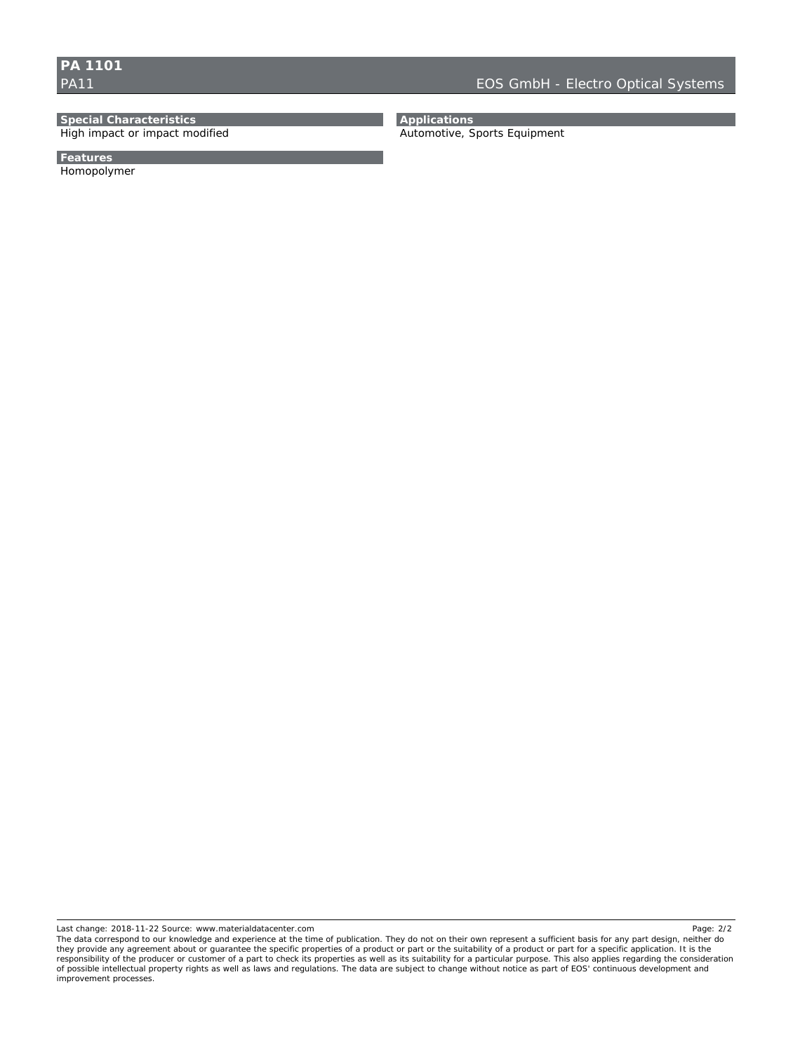**Special Characteristics**

High impact or impact modified

**Features**

Homopolymer

**Applications**

Automotive, Sports Equipment

*Last change: 2018-11-22 Source: www.materialdatacenter.com*

*The data correspond to our knowledge and experience at the time of publication. They do not on their own represent a sufficient basis for any part design, neither do they provide any agreement about or guarantee the specific properties of a product or part or the suitability of a product or part for a specific application. It is the responsibility of the producer or customer of a part to check its properties as well as its suitability for a particular purpose. This also applies regarding the consideration of possible intellectual property rights as well as laws and regulations. The data are subject to change without notice as part of EOS' continuous development and improvement processes.*